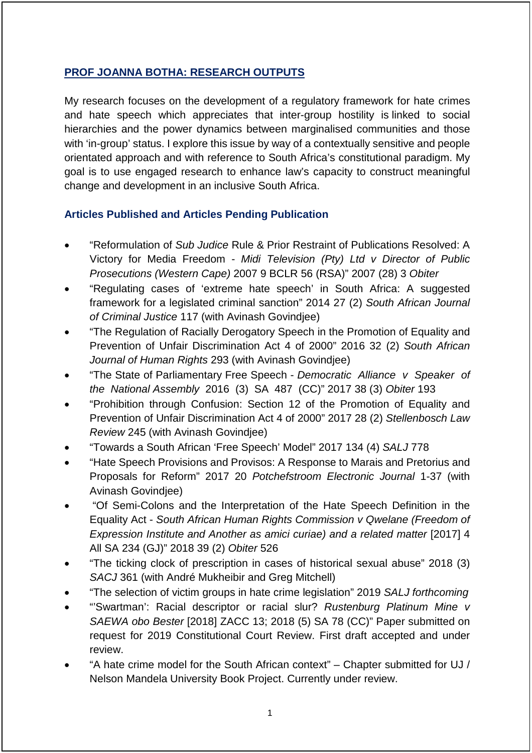## PROF JOANNA BOTHA: RESEARCH OUTPUTS

My research focuses on the development of a regulatory framework for hate crimes and hate speech which appreciates that inter-group hostility is linked to social hierarchies and the power dynamics between marginalised communities and those with 'in-group' status. I explore this issue by way of a contextually sensitive and people orientated approach and with reference to South Africa's constitutional paradigm. My goal is to use engaged research to enhance law's capacity to construct meaningful change and development in an inclusive South Africa.

### Articles Published and Articles Pending Publication

- "Reformulation of *Sub Judice* Rule & Prior Restraint of Publications Resolved: A Victory for Media Freedom - *Midi Television (Pty) Ltd v Director of Public Prosecutions (Western Cape)* 2007 9 BCLR 56 (RSA)" 2007 (28) 3 *Obiter*
- "Regulating cases of 'extreme hate speech' in South Africa: A suggested framework for a legislated criminal sanction" 2014 27 (2) *South African Journal of Criminal Justice* 117 (with Avinash Govindjee)
- "The Regulation of Racially Derogatory Speech in the Promotion of Equality and Prevention of Unfair Discrimination Act 4 of 2000" 2016 32 (2) *South African Journal of Human Rights* 293 (with Avinash Govindjee)
- "The State of Parliamentary Free Speech - *Democratic Alliance v Speaker of the National Assembly* 2016 (3) SA 487 (CC)" 2017 38 (3) *Obiter* 193
- "Prohibition through Confusion: Section 12 of the Promotion of Equality and Prevention of Unfair Discrimination Act 4 of 2000" 2017 28 (2) *Stellenbosch Law Review* 245 (with Avinash Govindjee)
- "Towards a South African 'Free Speech' Model" 2017 134 (4) *SALJ* 778
- "Hate Speech Provisions and Provisos: A Response to Marais and Pretorius and Proposals for Reform" 2017 20 *Potchefstroom Electronic Journal* 1-37 (with Avinash Govindjee)
- "Of Semi-Colons and the Interpretation of the Hate Speech Definition in the Equality Act - *South African Human Rights Commission v Qwelane (Freedom of Expression Institute and Another as amici curiae) and a related matter* [2017] 4 All SA 234 (GJ)" 2018 39 (2) *Obiter* 526
- "The ticking clock of prescription in cases of historical sexual abuse" 2018 (3) *SACJ* 361 (with André Mukheibir and Greg Mitchell)
- "The selection of victim groups in hate crime legislation" 2019 *SALJ forthcoming*
- "'Swartman': Racial descriptor or racial slur? *Rustenburg Platinum Mine v SAEWA obo Bester* [2018] ZACC 13; 2018 (5) SA 78 (CC)" Paper submitted on request for 2019 Constitutional Court Review. First draft accepted and under review.
- "A hate crime model for the South African context" – Chapter submitted for UJ / Nelson Mandela University Book Project. Currently under review.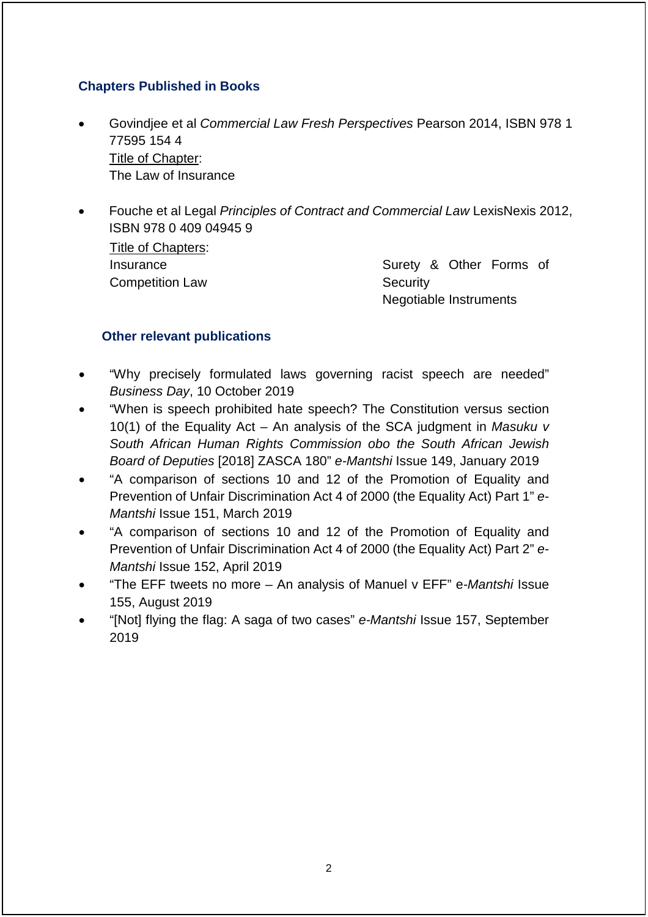### Chapters Published in Books

- Govindjee et al *Commercial Law Fresh Perspectives* Pearson 2014, ISBN 978 1 77595 154 4
  Title of Chapter:
  The Law of Insurance

- Fouche et al Legal *Principles of Contract and Commercial Law* LexisNexis 2012, ISBN 978 0 409 04945 9
  Title of Chapters:
  Insurance
  Competition Law
  Surety & Other Forms of Security
  Negotiable Instruments

### Other relevant publications

- "Why precisely formulated laws governing racist speech are needed" *Business Day*, 10 October 2019
- "When is speech prohibited hate speech? The Constitution versus section 10(1) of the Equality Act – An analysis of the SCA judgment in *Masuku v South African Human Rights Commission obo the South African Jewish Board of Deputies* [2018] ZASCA 180" *e-Mantshi* Issue 149, January 2019
- "A comparison of sections 10 and 12 of the Promotion of Equality and Prevention of Unfair Discrimination Act 4 of 2000 (the Equality Act) Part 1" *e-Mantshi* Issue 151, March 2019
- "A comparison of sections 10 and 12 of the Promotion of Equality and Prevention of Unfair Discrimination Act 4 of 2000 (the Equality Act) Part 2" *e-Mantshi* Issue 152, April 2019
- "The EFF tweets no more – An analysis of Manuel v EFF" e-*Mantshi* Issue 155, August 2019
- "[Not] flying the flag: A saga of two cases" *e-Mantshi* Issue 157, September 2019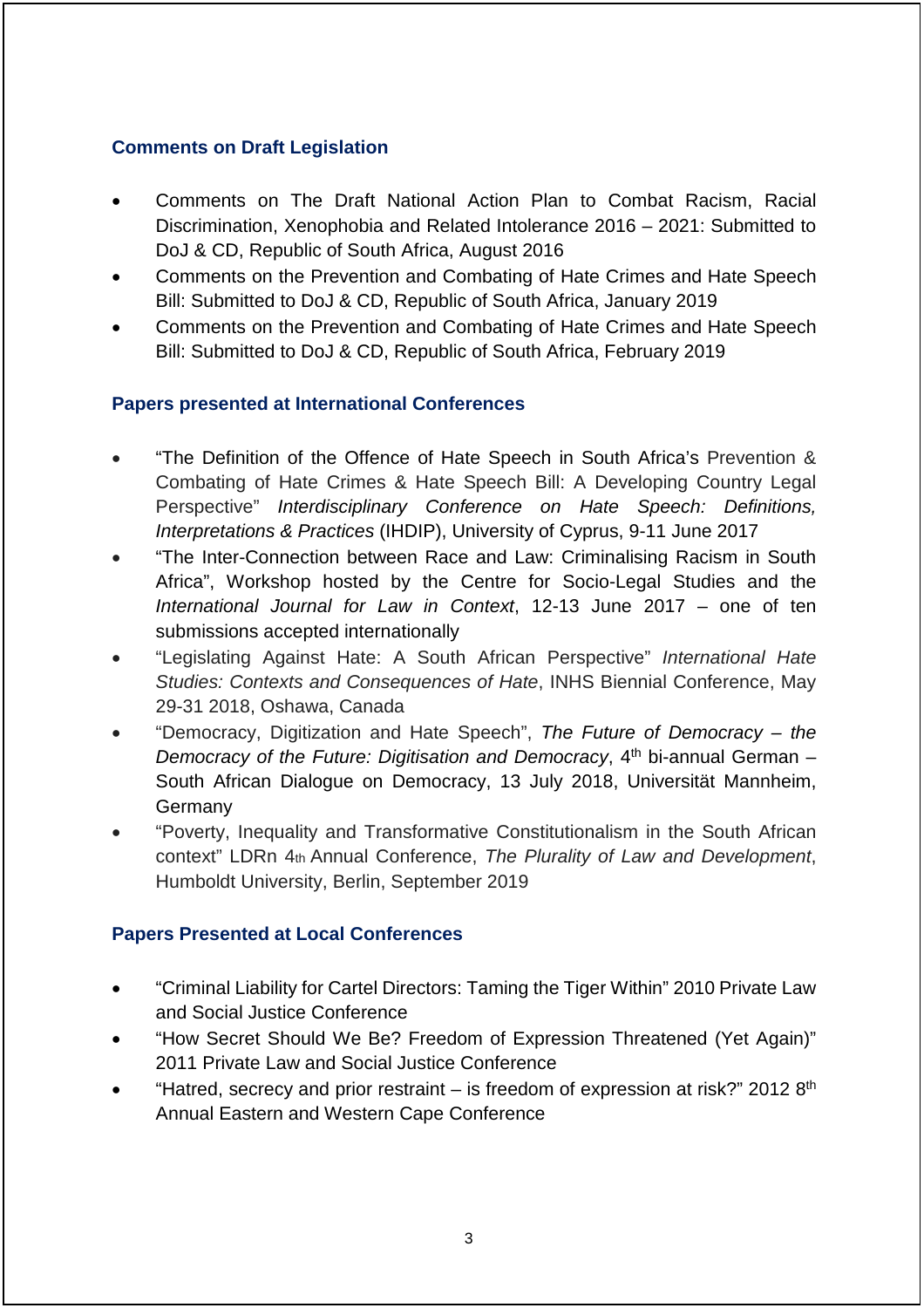### Comments on Draft Legislation

- Comments on The Draft National Action Plan to Combat Racism, Racial Discrimination, Xenophobia and Related Intolerance 2016 – 2021: Submitted to DoJ & CD, Republic of South Africa, August 2016
- Comments on the Prevention and Combating of Hate Crimes and Hate Speech Bill: Submitted to DoJ & CD, Republic of South Africa, January 2019
- Comments on the Prevention and Combating of Hate Crimes and Hate Speech Bill: Submitted to DoJ & CD, Republic of South Africa, February 2019

### Papers presented at International Conferences

- "The Definition of the Offence of Hate Speech in South Africa's Prevention & Combating of Hate Crimes & Hate Speech Bill: A Developing Country Legal Perspective" *Interdisciplinary Conference on Hate Speech: Definitions, Interpretations & Practices* (IHDIP), University of Cyprus, 9-11 June 2017
- "The Inter-Connection between Race and Law: Criminalising Racism in South Africa", Workshop hosted by the Centre for Socio-Legal Studies and the *International Journal for Law in Context*, 12-13 June 2017 – one of ten submissions accepted internationally
- "Legislating Against Hate: A South African Perspective" *International Hate Studies: Contexts and Consequences of Hate*, INHS Biennial Conference, May 29-31 2018, Oshawa, Canada
- "Democracy, Digitization and Hate Speech", *The Future of Democracy – the Democracy of the Future: Digitisation and Democracy*, 4th bi-annual German – South African Dialogue on Democracy, 13 July 2018, Universität Mannheim, Germany
- "Poverty, Inequality and Transformative Constitutionalism in the South African context" LDRn 4th Annual Conference, *The Plurality of Law and Development*, Humboldt University, Berlin, September 2019

### Papers Presented at Local Conferences

- "Criminal Liability for Cartel Directors: Taming the Tiger Within" 2010 Private Law and Social Justice Conference
- "How Secret Should We Be? Freedom of Expression Threatened (Yet Again)" 2011 Private Law and Social Justice Conference
- "Hatred, secrecy and prior restraint – is freedom of expression at risk?" 2012 8th Annual Eastern and Western Cape Conference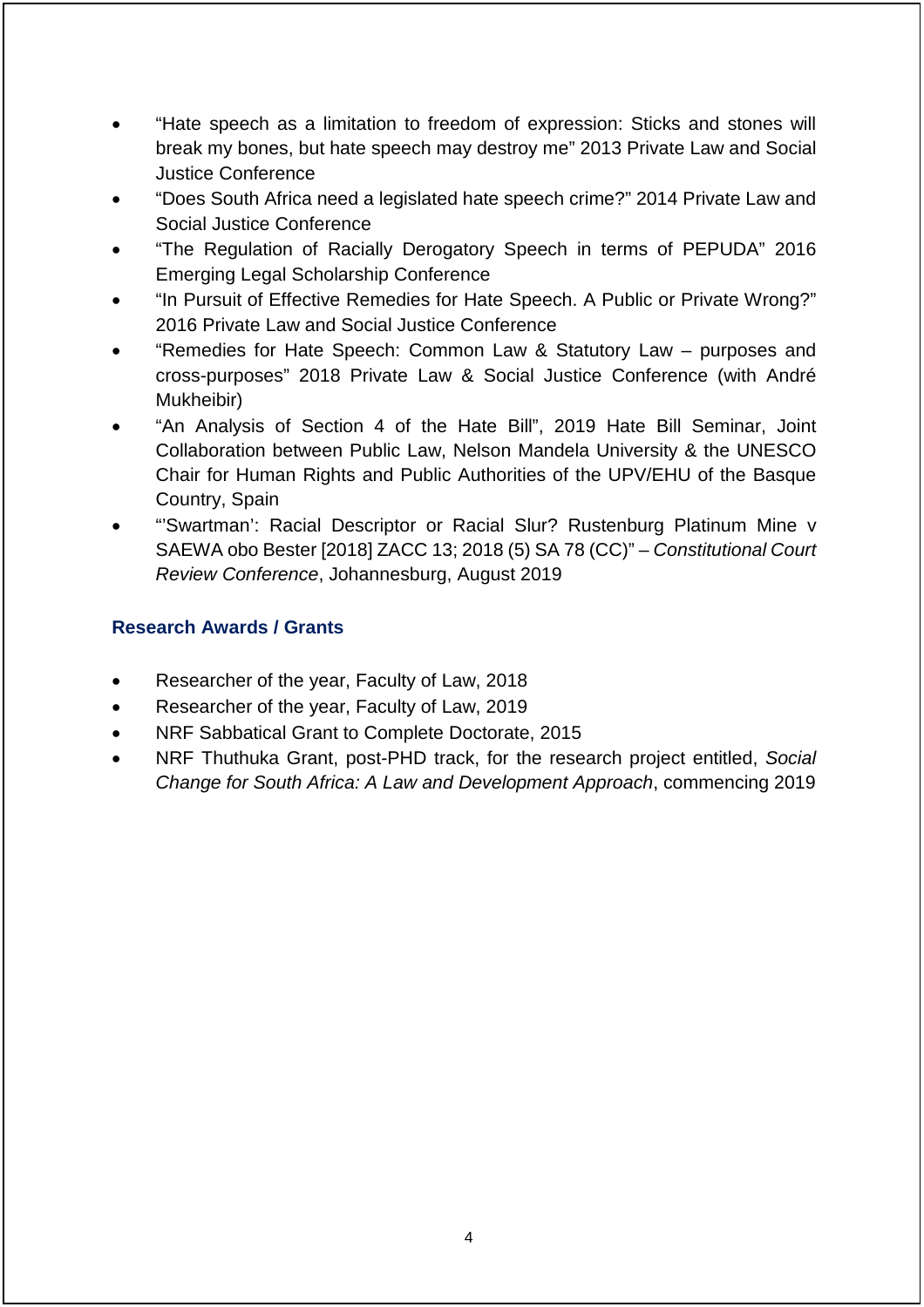- “Hate speech as a limitation to freedom of expression: Sticks and stones will break my bones, but hate speech may destroy me” 2013 Private Law and Social Justice Conference
- “Does South Africa need a legislated hate speech crime?” 2014 Private Law and Social Justice Conference
- “The Regulation of Racially Derogatory Speech in terms of PEPUDA” 2016 Emerging Legal Scholarship Conference
- “In Pursuit of Effective Remedies for Hate Speech. A Public or Private Wrong?” 2016 Private Law and Social Justice Conference
- “Remedies for Hate Speech: Common Law & Statutory Law – purposes and cross-purposes” 2018 Private Law & Social Justice Conference (with André Mukheibir)
- “An Analysis of Section 4 of the Hate Bill”, 2019 Hate Bill Seminar, Joint Collaboration between Public Law, Nelson Mandela University & the UNESCO Chair for Human Rights and Public Authorities of the UPV/EHU of the Basque Country, Spain
- “‘Swartman’: Racial Descriptor or Racial Slur? Rustenburg Platinum Mine v SAEWA obo Bester [2018] ZACC 13; 2018 (5) SA 78 (CC)” – *Constitutional Court Review Conference*, Johannesburg, August 2019

### Research Awards / Grants

- Researcher of the year, Faculty of Law, 2018
- Researcher of the year, Faculty of Law, 2019
- NRF Sabbatical Grant to Complete Doctorate, 2015
- NRF Thuthuka Grant, post-PHD track, for the research project entitled, *Social Change for South Africa: A Law and Development Approach*, commencing 2019